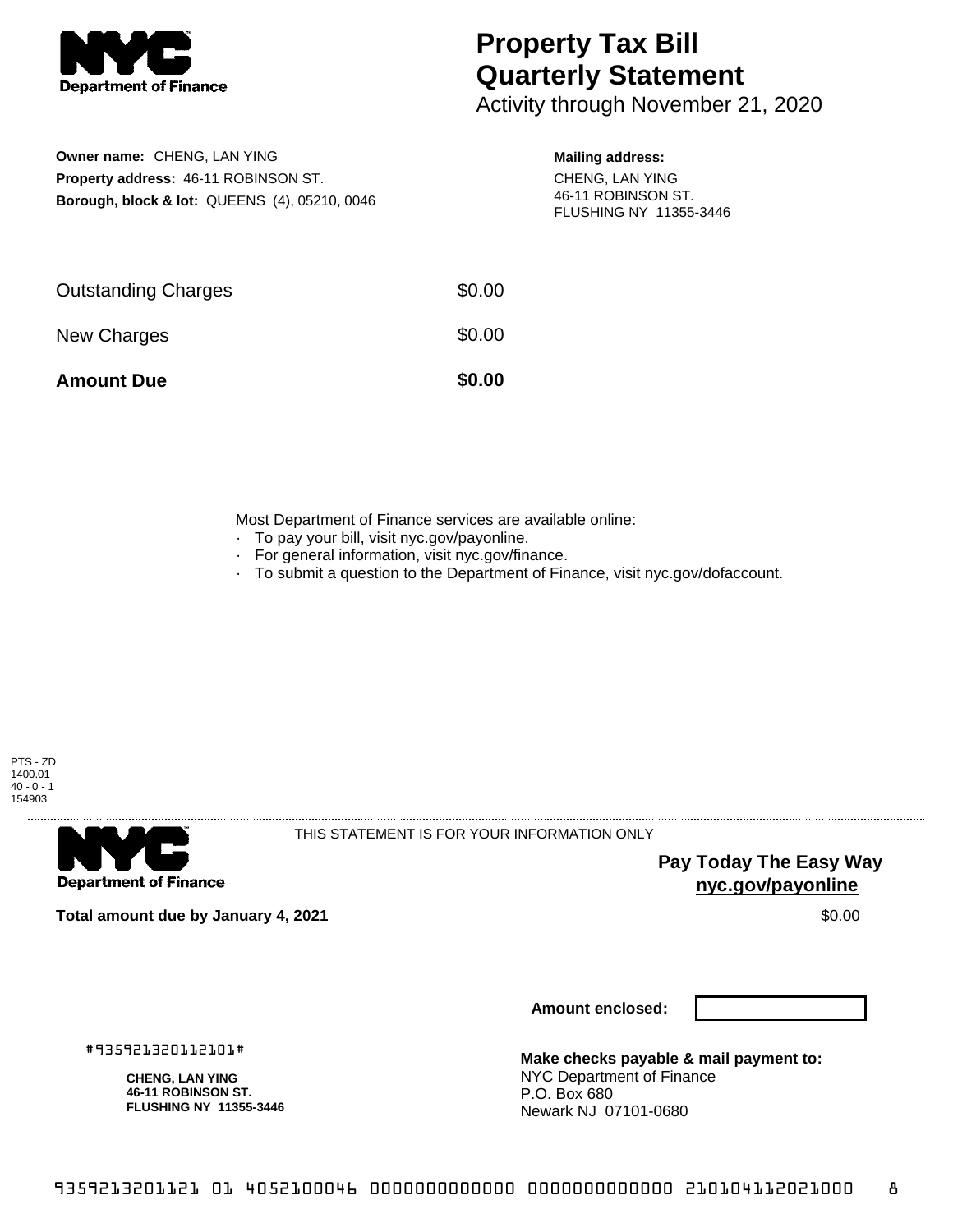Department of Finance

# Property Tax Bill Quarterly Statement

Activity through November 21, 2020

**Owner name:** CHENG, LAN YING
**Property address:** 46-11 ROBINSON ST.
**Borough, block & lot:** QUEENS (4), 05210, 0046

**Mailing address:**
CHENG, LAN YING
46-11 ROBINSON ST.
FLUSHING NY 11355-3446

| | |
|---|---|
| Outstanding Charges | $0.00 |
| New Charges | $0.00 |
| **Amount Due** | **$0.00** |

Most Department of Finance services are available online:

- To pay your bill, visit nyc.gov/payonline.
- For general information, visit nyc.gov/finance.
- To submit a question to the Department of Finance, visit nyc.gov/dofaccount.

PTS - ZD
1400.01
40 - 0 - 1
154903

Department of Finance

THIS STATEMENT IS FOR YOUR INFORMATION ONLY

**Pay Today The Easy Way**
**nyc.gov/payonline**

**Total amount due by January 4, 2021** $0.00

**Amount enclosed:**

#935921320112101#

**CHENG, LAN YING**
**46-11 ROBINSON ST.**
**FLUSHING NY 11355-3446**

**Make checks payable & mail payment to:**
NYC Department of Finance
P.O. Box 680
Newark NJ 07101-0680

9359213201121 01 4052100046 0000000000000 0000000000000 210104112021000 8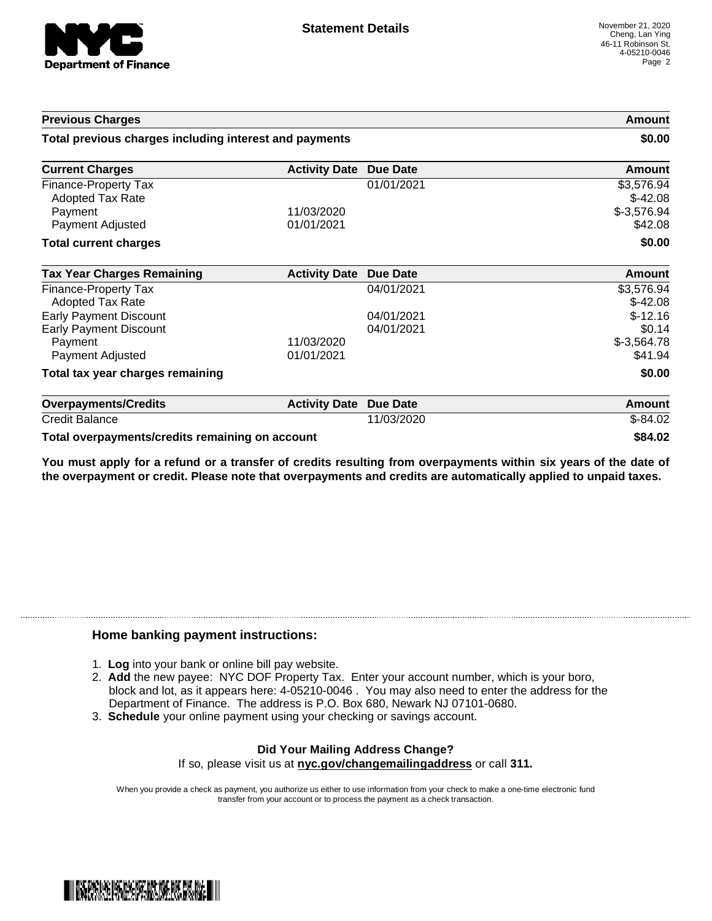**NYC Department of Finance**

## Statement Details

November 21, 2020
Cheng, Lan Ying
46-11 Robinson St.
4-05210-0046

| Previous Charges | Amount |
|---|---|
| **Total previous charges including interest and payments** | **$0.00** |

| Current Charges | Activity Date | Due Date | Amount |
|---|---|---|---|
| Finance-Property Tax | | 01/01/2021 | $3,576.94 |
| Adopted Tax Rate | | | $-42.08 |
| Payment | 11/03/2020 | | $-3,576.94 |
| Payment Adjusted | 01/01/2021 | | $42.08 |
| **Total current charges** | | | **$0.00** |

| Tax Year Charges Remaining | Activity Date | Due Date | Amount |
|---|---|---|---|
| Finance-Property Tax | | 04/01/2021 | $3,576.94 |
| Adopted Tax Rate | | | $-42.08 |
| Early Payment Discount | | 04/01/2021 | $-12.16 |
| Early Payment Discount | | 04/01/2021 | $0.14 |
| Payment | 11/03/2020 | | $-3,564.78 |
| Payment Adjusted | 01/01/2021 | | $41.94 |
| **Total tax year charges remaining** | | | **$0.00** |

| Overpayments/Credits | Activity Date | Due Date | Amount |
|---|---|---|---|
| Credit Balance | | 11/03/2020 | $-84.02 |
| **Total overpayments/credits remaining on account** | | | **$84.02** |

**You must apply for a refund or a transfer of credits resulting from overpayments within six years of the date of the overpayment or credit. Please note that overpayments and credits are automatically applied to unpaid taxes.**

### Home banking payment instructions:

1. **Log** into your bank or online bill pay website.
2. **Add** the new payee: NYC DOF Property Tax. Enter your account number, which is your boro, block and lot, as it appears here: 4-05210-0046 . You may also need to enter the address for the Department of Finance. The address is P.O. Box 680, Newark NJ 07101-0680.
3. **Schedule** your online payment using your checking or savings account.

**Did Your Mailing Address Change?**

If so, please visit us at **nyc.gov/changemailingaddress** or call **311.**

When you provide a check as payment, you authorize us either to use information from your check to make a one-time electronic fund transfer from your account or to process the payment as a check transaction.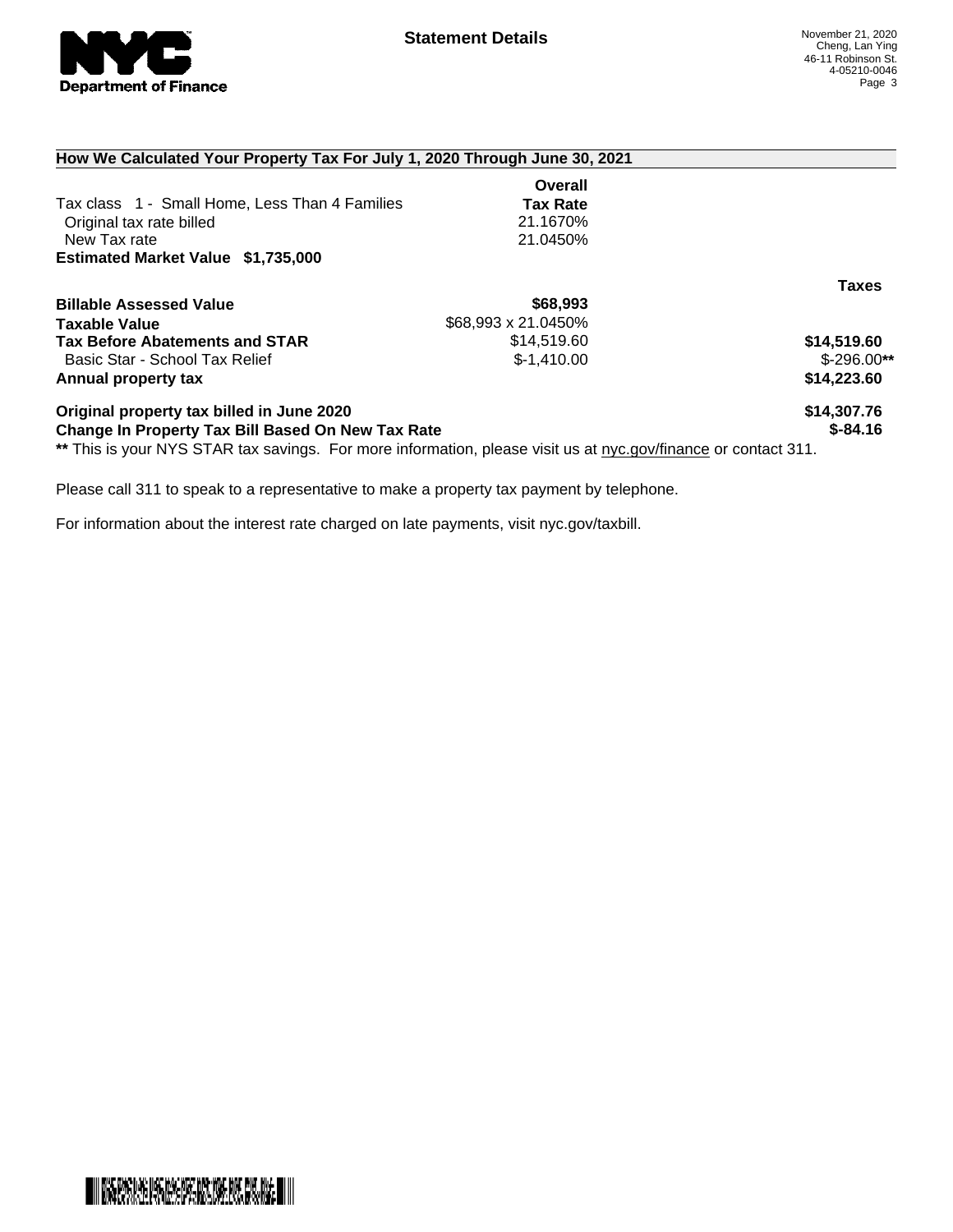## Statement Details

November 21, 2020
Cheng, Lan Ying
46-11 Robinson St.
4-05210-0046

### How We Calculated Your Property Tax For July 1, 2020 Through June 30, 2021

| | Overall Tax Rate | |
|---|---|---|
| Tax class 1 - Small Home, Less Than 4 Families | | |
| Original tax rate billed | 21.1670% | |
| New Tax rate | 21.0450% | |
| **Estimated Market Value $1,735,000** | | |
| | | **Taxes** |
| **Billable Assessed Value** | **$68,993** | |
| **Taxable Value** | $68,993 x 21.0450% | |
| **Tax Before Abatements and STAR** | $14,519.60 | **$14,519.60** |
| Basic Star - School Tax Relief | $-1,410.00 | $-296.00** |
| **Annual property tax** | | **$14,223.60** |
| **Original property tax billed in June 2020** | | **$14,307.76** |
| **Change In Property Tax Bill Based On New Tax Rate** | | **$-84.16** |

** This is your NYS STAR tax savings. For more information, please visit us at nyc.gov/finance or contact 311.

Please call 311 to speak to a representative to make a property tax payment by telephone.

For information about the interest rate charged on late payments, visit nyc.gov/taxbill.